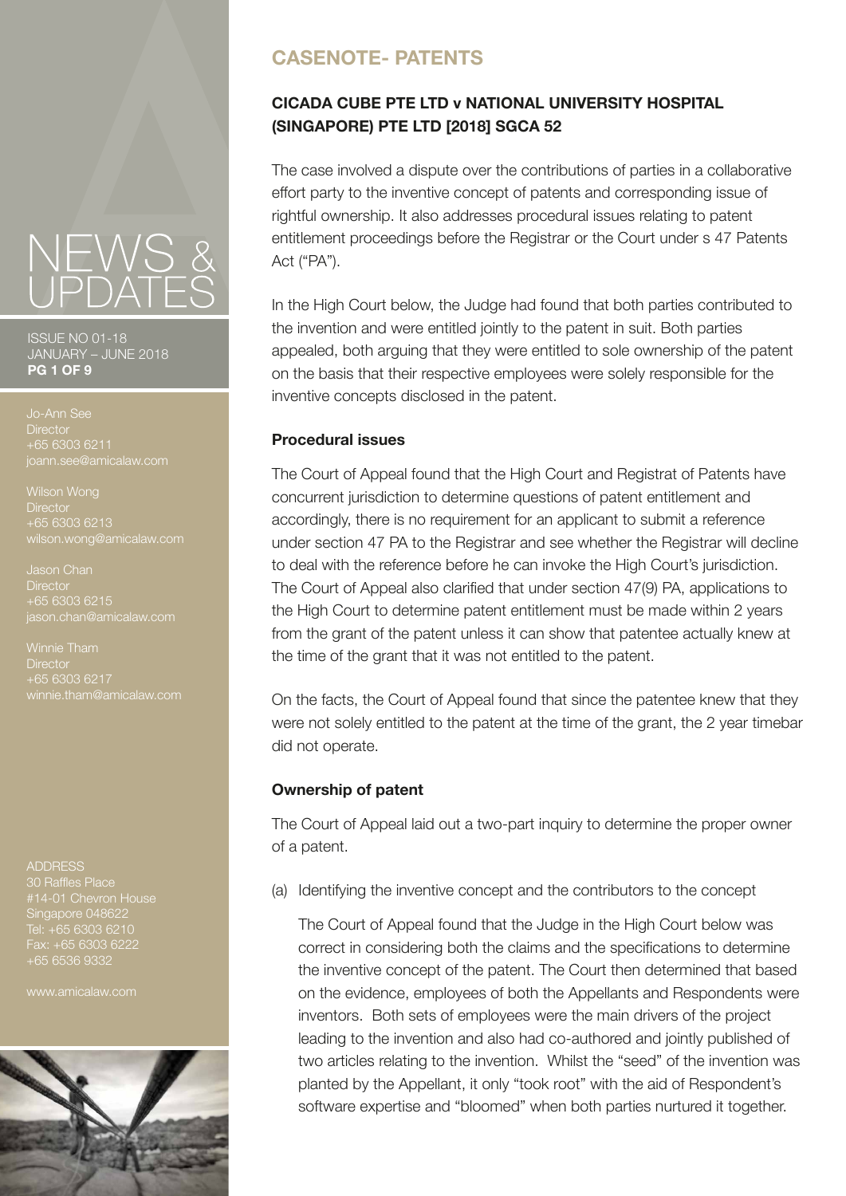NEWS & UPDATES

ISSUE NO 01-18
JANUARY – JUNE 2018

Jo-Ann See
Director
+65 6303 6211
joann.see@amicalaw.com

Wilson Wong
Director
+65 6303 6213
wilson.wong@amicalaw.com

Jason Chan
Director
+65 6303 6215
jason.chan@amicalaw.com

Winnie Tham
Director
+65 6303 6217
winnie.tham@amicalaw.com

ADDRESS
30 Raffles Place
#14-01 Chevron House
Singapore 048622
Tel: +65 6303 6210
Fax: +65 6303 6222
+65 6536 9332

www.amicalaw.com

# CASENOTE- PATENTS

## CICADA CUBE PTE LTD v NATIONAL UNIVERSITY HOSPITAL (SINGAPORE) PTE LTD [2018] SGCA 52

The case involved a dispute over the contributions of parties in a collaborative effort party to the inventive concept of patents and corresponding issue of rightful ownership. It also addresses procedural issues relating to patent entitlement proceedings before the Registrar or the Court under s 47 Patents Act ("PA").

In the High Court below, the Judge had found that both parties contributed to the invention and were entitled jointly to the patent in suit. Both parties appealed, both arguing that they were entitled to sole ownership of the patent on the basis that their respective employees were solely responsible for the inventive concepts disclosed in the patent.

### Procedural issues

The Court of Appeal found that the High Court and Registrat of Patents have concurrent jurisdiction to determine questions of patent entitlement and accordingly, there is no requirement for an applicant to submit a reference under section 47 PA to the Registrar and see whether the Registrar will decline to deal with the reference before he can invoke the High Court's jurisdiction. The Court of Appeal also clarified that under section 47(9) PA, applications to the High Court to determine patent entitlement must be made within 2 years from the grant of the patent unless it can show that patentee actually knew at the time of the grant that it was not entitled to the patent.

On the facts, the Court of Appeal found that since the patentee knew that they were not solely entitled to the patent at the time of the grant, the 2 year timebar did not operate.

### Ownership of patent

The Court of Appeal laid out a two-part inquiry to determine the proper owner of a patent.

(a) Identifying the inventive concept and the contributors to the concept

The Court of Appeal found that the Judge in the High Court below was correct in considering both the claims and the specifications to determine the inventive concept of the patent. The Court then determined that based on the evidence, employees of both the Appellants and Respondents were inventors. Both sets of employees were the main drivers of the project leading to the invention and also had co-authored and jointly published of two articles relating to the invention. Whilst the "seed" of the invention was planted by the Appellant, it only "took root" with the aid of Respondent's software expertise and "bloomed" when both parties nurtured it together.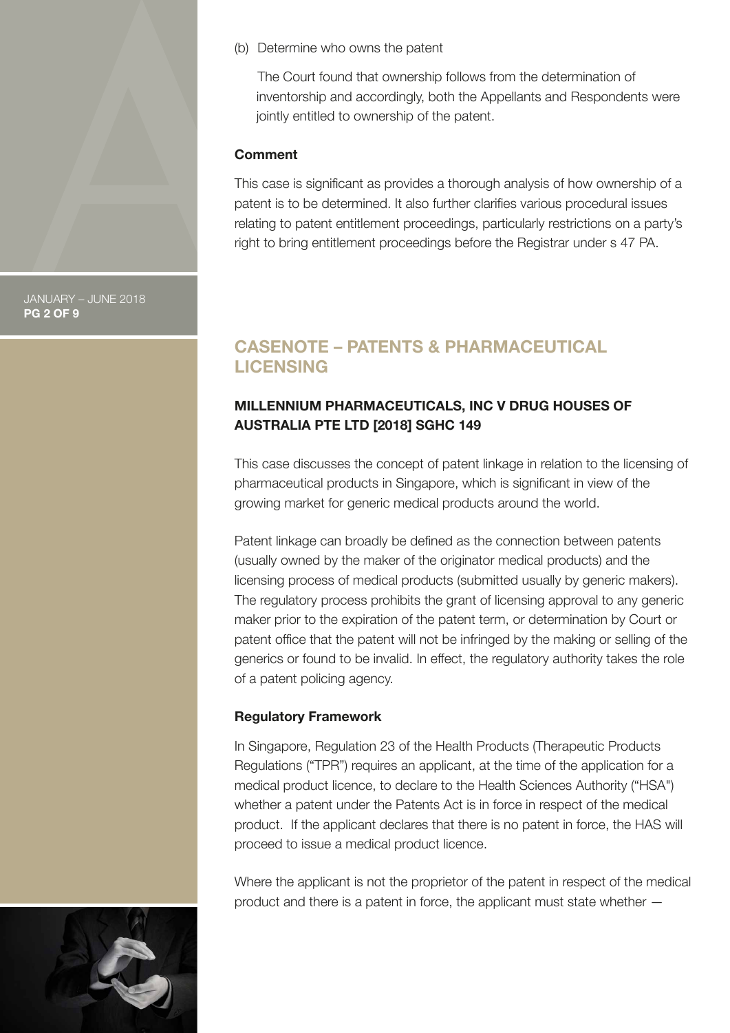(b) Determine who owns the patent

The Court found that ownership follows from the determination of inventorship and accordingly, both the Appellants and Respondents were jointly entitled to ownership of the patent.

**Comment**

This case is significant as provides a thorough analysis of how ownership of a patent is to be determined. It also further clarifies various procedural issues relating to patent entitlement proceedings, particularly restrictions on a party's right to bring entitlement proceedings before the Registrar under s 47 PA.

## CASENOTE – PATENTS & PHARMACEUTICAL LICENSING

### MILLENNIUM PHARMACEUTICALS, INC V DRUG HOUSES OF AUSTRALIA PTE LTD [2018] SGHC 149

This case discusses the concept of patent linkage in relation to the licensing of pharmaceutical products in Singapore, which is significant in view of the growing market for generic medical products around the world.

Patent linkage can broadly be defined as the connection between patents (usually owned by the maker of the originator medical products) and the licensing process of medical products (submitted usually by generic makers). The regulatory process prohibits the grant of licensing approval to any generic maker prior to the expiration of the patent term, or determination by Court or patent office that the patent will not be infringed by the making or selling of the generics or found to be invalid. In effect, the regulatory authority takes the role of a patent policing agency.

**Regulatory Framework**

In Singapore, Regulation 23 of the Health Products (Therapeutic Products Regulations ("TPR") requires an applicant, at the time of the application for a medical product licence, to declare to the Health Sciences Authority ("HSA") whether a patent under the Patents Act is in force in respect of the medical product. If the applicant declares that there is no patent in force, the HAS will proceed to issue a medical product licence.

Where the applicant is not the proprietor of the patent in respect of the medical product and there is a patent in force, the applicant must state whether —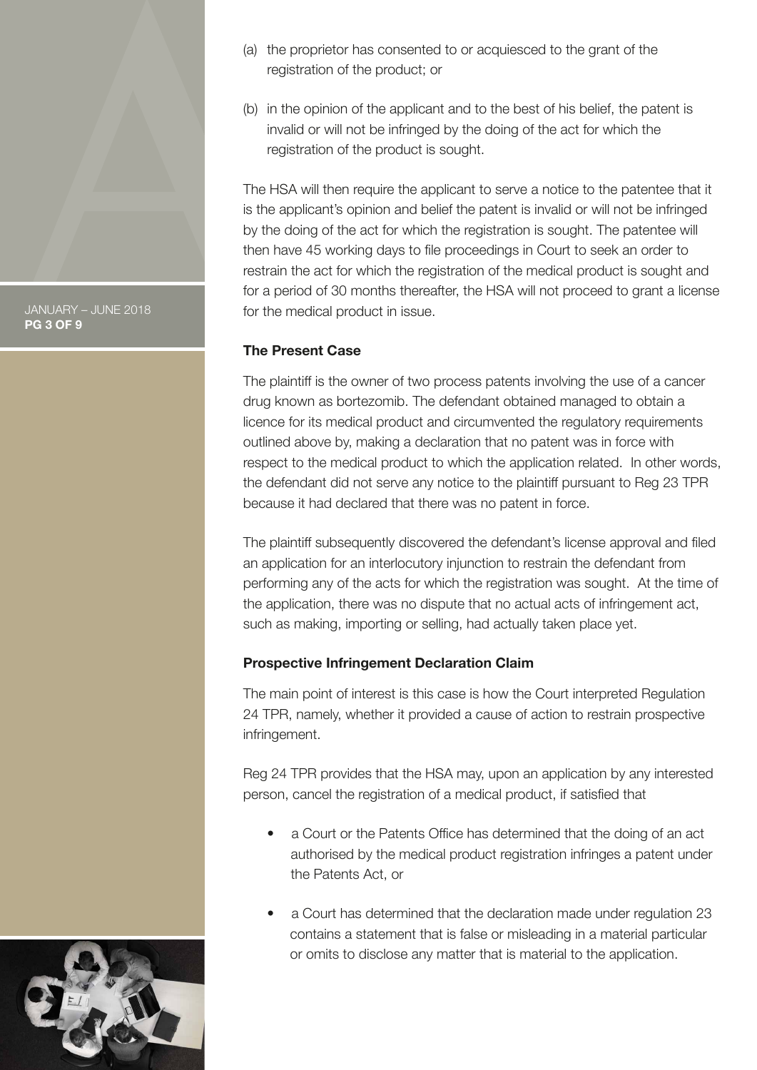(a) the proprietor has consented to or acquiesced to the grant of the registration of the product; or

(b) in the opinion of the applicant and to the best of his belief, the patent is invalid or will not be infringed by the doing of the act for which the registration of the product is sought.

The HSA will then require the applicant to serve a notice to the patentee that it is the applicant's opinion and belief the patent is invalid or will not be infringed by the doing of the act for which the registration is sought. The patentee will then have 45 working days to file proceedings in Court to seek an order to restrain the act for which the registration of the medical product is sought and for a period of 30 months thereafter, the HSA will not proceed to grant a license for the medical product in issue.

**The Present Case**

The plaintiff is the owner of two process patents involving the use of a cancer drug known as bortezomib. The defendant obtained managed to obtain a licence for its medical product and circumvented the regulatory requirements outlined above by, making a declaration that no patent was in force with respect to the medical product to which the application related. In other words, the defendant did not serve any notice to the plaintiff pursuant to Reg 23 TPR because it had declared that there was no patent in force.

The plaintiff subsequently discovered the defendant's license approval and filed an application for an interlocutory injunction to restrain the defendant from performing any of the acts for which the registration was sought. At the time of the application, there was no dispute that no actual acts of infringement act, such as making, importing or selling, had actually taken place yet.

**Prospective Infringement Declaration Claim**

The main point of interest is this case is how the Court interpreted Regulation 24 TPR, namely, whether it provided a cause of action to restrain prospective infringement.

Reg 24 TPR provides that the HSA may, upon an application by any interested person, cancel the registration of a medical product, if satisfied that

- a Court or the Patents Office has determined that the doing of an act authorised by the medical product registration infringes a patent under the Patents Act, or
- a Court has determined that the declaration made under regulation 23 contains a statement that is false or misleading in a material particular or omits to disclose any matter that is material to the application.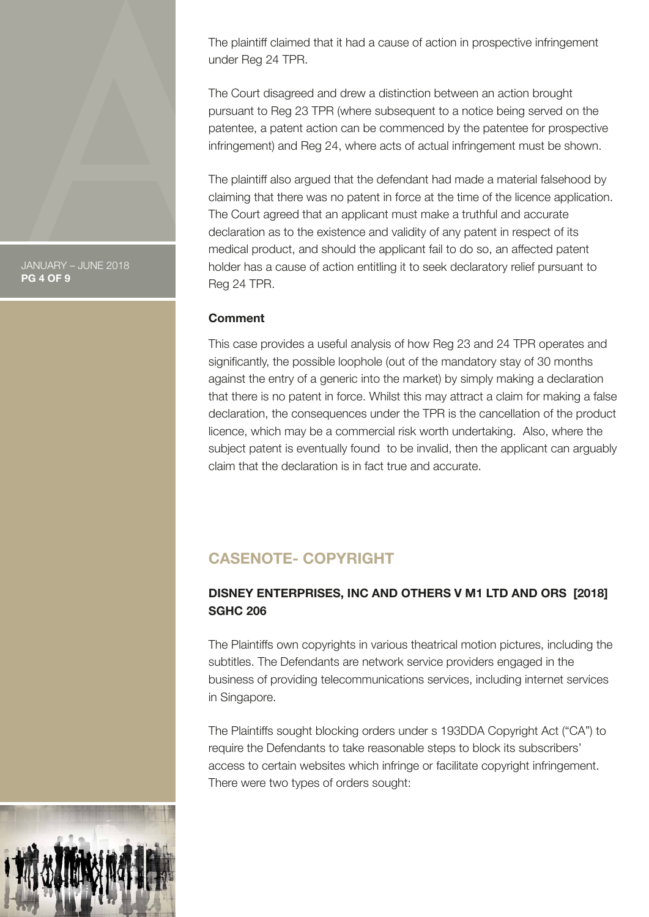The plaintiff claimed that it had a cause of action in prospective infringement under Reg 24 TPR.

The Court disagreed and drew a distinction between an action brought pursuant to Reg 23 TPR (where subsequent to a notice being served on the patentee, a patent action can be commenced by the patentee for prospective infringement) and Reg 24, where acts of actual infringement must be shown.

The plaintiff also argued that the defendant had made a material falsehood by claiming that there was no patent in force at the time of the licence application. The Court agreed that an applicant must make a truthful and accurate declaration as to the existence and validity of any patent in respect of its medical product, and should the applicant fail to do so, an affected patent holder has a cause of action entitling it to seek declaratory relief pursuant to Reg 24 TPR.

**Comment**

This case provides a useful analysis of how Reg 23 and 24 TPR operates and significantly, the possible loophole (out of the mandatory stay of 30 months against the entry of a generic into the market) by simply making a declaration that there is no patent in force. Whilst this may attract a claim for making a false declaration, the consequences under the TPR is the cancellation of the product licence, which may be a commercial risk worth undertaking. Also, where the subject patent is eventually found to be invalid, then the applicant can arguably claim that the declaration is in fact true and accurate.

## CASENOTE- COPYRIGHT

### DISNEY ENTERPRISES, INC AND OTHERS V M1 LTD AND ORS [2018] SGHC 206

The Plaintiffs own copyrights in various theatrical motion pictures, including the subtitles. The Defendants are network service providers engaged in the business of providing telecommunications services, including internet services in Singapore.

The Plaintiffs sought blocking orders under s 193DDA Copyright Act ("CA") to require the Defendants to take reasonable steps to block its subscribers' access to certain websites which infringe or facilitate copyright infringement. There were two types of orders sought: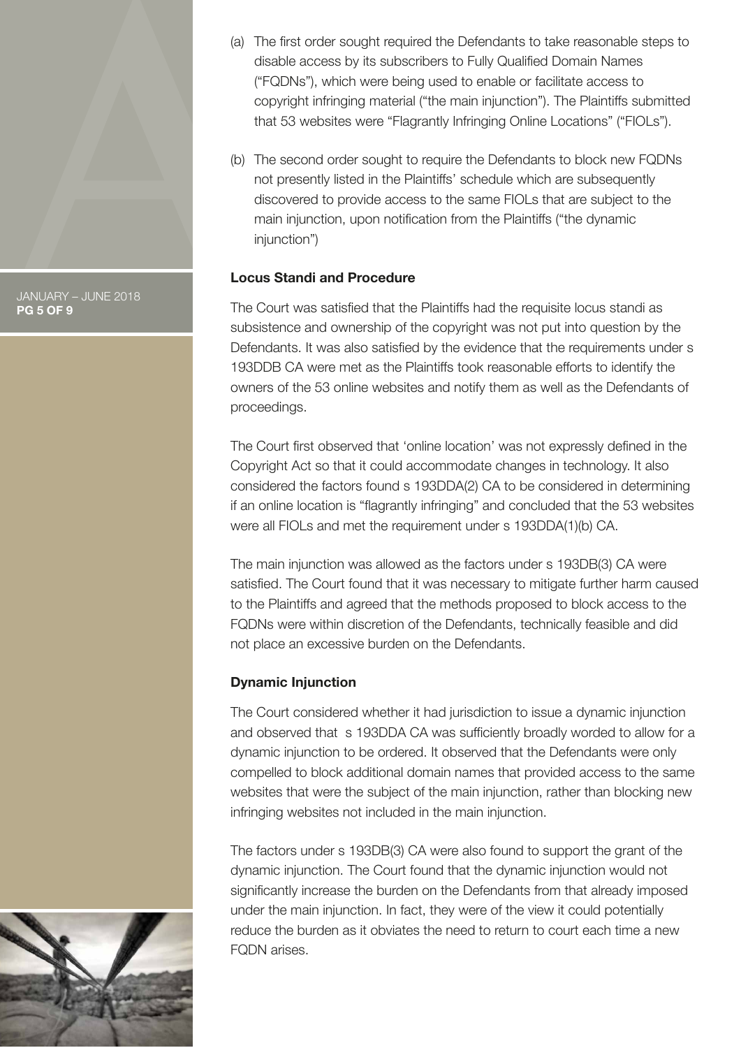(a) The first order sought required the Defendants to take reasonable steps to disable access by its subscribers to Fully Qualified Domain Names ("FQDNs"), which were being used to enable or facilitate access to copyright infringing material ("the main injunction"). The Plaintiffs submitted that 53 websites were "Flagrantly Infringing Online Locations" ("FIOLs").

(b) The second order sought to require the Defendants to block new FQDNs not presently listed in the Plaintiffs' schedule which are subsequently discovered to provide access to the same FIOLs that are subject to the main injunction, upon notification from the Plaintiffs ("the dynamic injunction")

**Locus Standi and Procedure**

The Court was satisfied that the Plaintiffs had the requisite locus standi as subsistence and ownership of the copyright was not put into question by the Defendants. It was also satisfied by the evidence that the requirements under s 193DDB CA were met as the Plaintiffs took reasonable efforts to identify the owners of the 53 online websites and notify them as well as the Defendants of proceedings.

The Court first observed that 'online location' was not expressly defined in the Copyright Act so that it could accommodate changes in technology. It also considered the factors found s 193DDA(2) CA to be considered in determining if an online location is "flagrantly infringing" and concluded that the 53 websites were all FIOLs and met the requirement under s 193DDA(1)(b) CA.

The main injunction was allowed as the factors under s 193DB(3) CA were satisfied. The Court found that it was necessary to mitigate further harm caused to the Plaintiffs and agreed that the methods proposed to block access to the FQDNs were within discretion of the Defendants, technically feasible and did not place an excessive burden on the Defendants.

**Dynamic Injunction**

The Court considered whether it had jurisdiction to issue a dynamic injunction and observed that s 193DDA CA was sufficiently broadly worded to allow for a dynamic injunction to be ordered. It observed that the Defendants were only compelled to block additional domain names that provided access to the same websites that were the subject of the main injunction, rather than blocking new infringing websites not included in the main injunction.

The factors under s 193DB(3) CA were also found to support the grant of the dynamic injunction. The Court found that the dynamic injunction would not significantly increase the burden on the Defendants from that already imposed under the main injunction. In fact, they were of the view it could potentially reduce the burden as it obviates the need to return to court each time a new FQDN arises.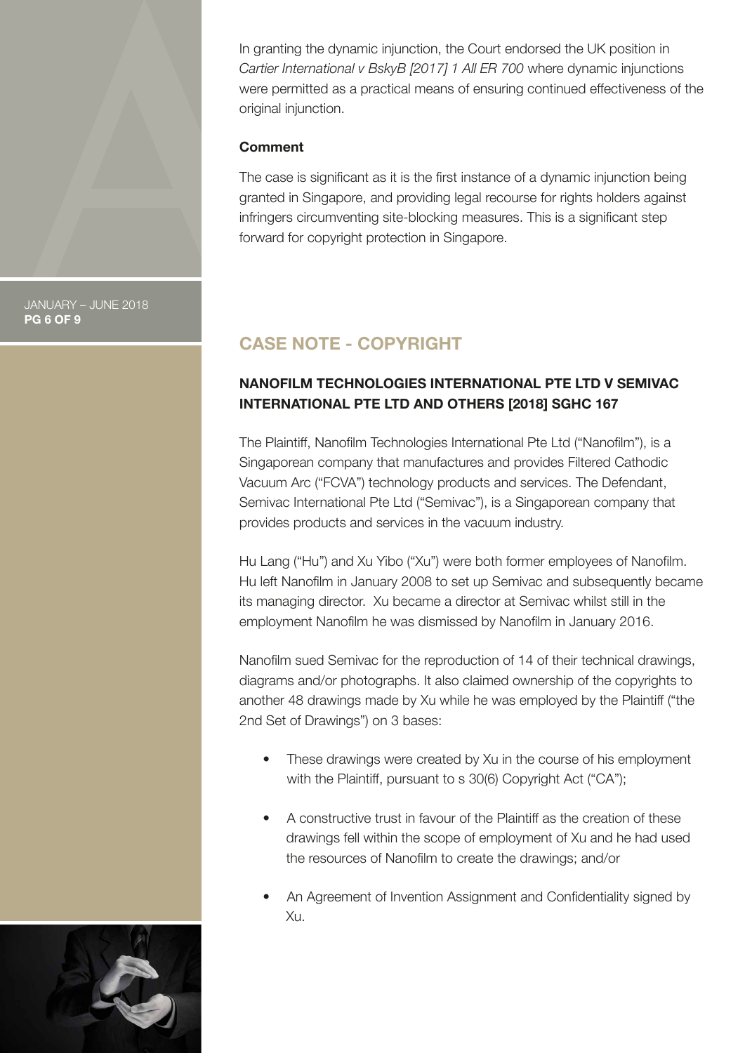In granting the dynamic injunction, the Court endorsed the UK position in *Cartier International v BskyB [2017] 1 All ER 700* where dynamic injunctions were permitted as a practical means of ensuring continued effectiveness of the original injunction.

**Comment**

The case is significant as it is the first instance of a dynamic injunction being granted in Singapore, and providing legal recourse for rights holders against infringers circumventing site-blocking measures. This is a significant step forward for copyright protection in Singapore.

## CASE NOTE - COPYRIGHT

### NANOFILM TECHNOLOGIES INTERNATIONAL PTE LTD V SEMIVAC INTERNATIONAL PTE LTD AND OTHERS [2018] SGHC 167

The Plaintiff, Nanofilm Technologies International Pte Ltd ("Nanofilm"), is a Singaporean company that manufactures and provides Filtered Cathodic Vacuum Arc ("FCVA") technology products and services. The Defendant, Semivac International Pte Ltd ("Semivac"), is a Singaporean company that provides products and services in the vacuum industry.

Hu Lang ("Hu") and Xu Yibo ("Xu") were both former employees of Nanofilm. Hu left Nanofilm in January 2008 to set up Semivac and subsequently became its managing director. Xu became a director at Semivac whilst still in the employment Nanofilm he was dismissed by Nanofilm in January 2016.

Nanofilm sued Semivac for the reproduction of 14 of their technical drawings, diagrams and/or photographs. It also claimed ownership of the copyrights to another 48 drawings made by Xu while he was employed by the Plaintiff ("the 2nd Set of Drawings") on 3 bases:

- These drawings were created by Xu in the course of his employment with the Plaintiff, pursuant to s 30(6) Copyright Act ("CA");
- A constructive trust in favour of the Plaintiff as the creation of these drawings fell within the scope of employment of Xu and he had used the resources of Nanofilm to create the drawings; and/or
- An Agreement of Invention Assignment and Confidentiality signed by Xu.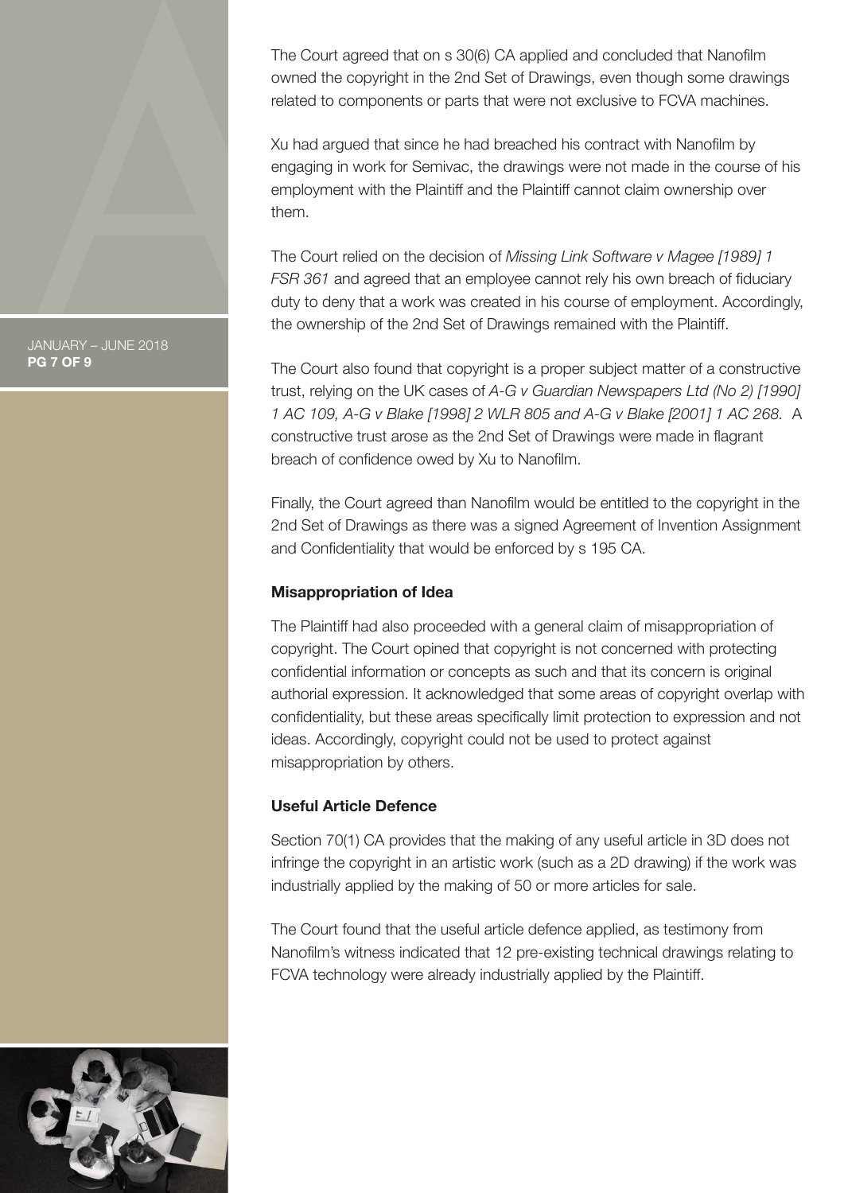The Court agreed that on s 30(6) CA applied and concluded that Nanofilm owned the copyright in the 2nd Set of Drawings, even though some drawings related to components or parts that were not exclusive to FCVA machines.

Xu had argued that since he had breached his contract with Nanofilm by engaging in work for Semivac, the drawings were not made in the course of his employment with the Plaintiff and the Plaintiff cannot claim ownership over them.

The Court relied on the decision of *Missing Link Software v Magee [1989] 1 FSR 361* and agreed that an employee cannot rely his own breach of fiduciary duty to deny that a work was created in his course of employment. Accordingly, the ownership of the 2nd Set of Drawings remained with the Plaintiff.

The Court also found that copyright is a proper subject matter of a constructive trust, relying on the UK cases of *A-G v Guardian Newspapers Ltd (No 2) [1990] 1 AC 109, A-G v Blake [1998] 2 WLR 805 and A-G v Blake [2001] 1 AC 268.* A constructive trust arose as the 2nd Set of Drawings were made in flagrant breach of confidence owed by Xu to Nanofilm.

Finally, the Court agreed than Nanofilm would be entitled to the copyright in the 2nd Set of Drawings as there was a signed Agreement of Invention Assignment and Confidentiality that would be enforced by s 195 CA.

**Misappropriation of Idea**

The Plaintiff had also proceeded with a general claim of misappropriation of copyright. The Court opined that copyright is not concerned with protecting confidential information or concepts as such and that its concern is original authorial expression. It acknowledged that some areas of copyright overlap with confidentiality, but these areas specifically limit protection to expression and not ideas. Accordingly, copyright could not be used to protect against misappropriation by others.

**Useful Article Defence**

Section 70(1) CA provides that the making of any useful article in 3D does not infringe the copyright in an artistic work (such as a 2D drawing) if the work was industrially applied by the making of 50 or more articles for sale.

The Court found that the useful article defence applied, as testimony from Nanofilm's witness indicated that 12 pre-existing technical drawings relating to FCVA technology were already industrially applied by the Plaintiff.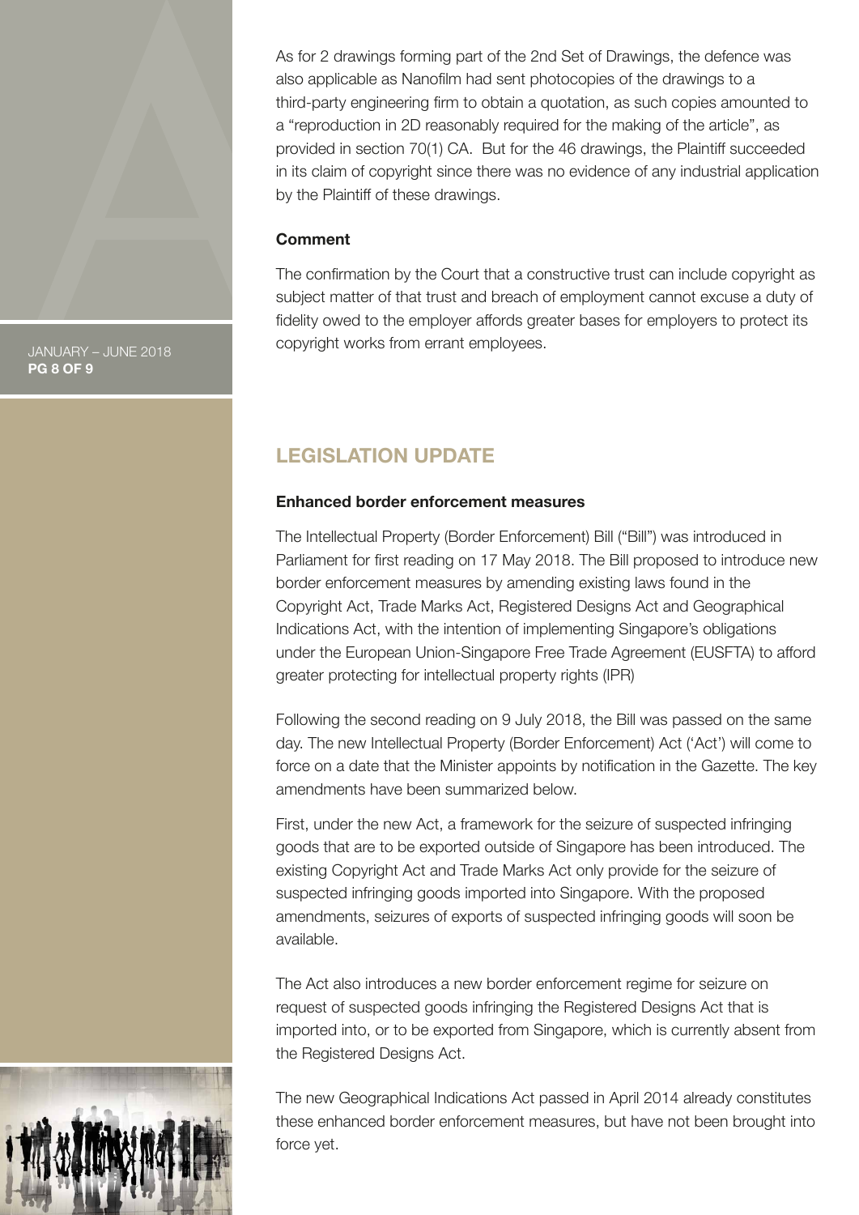As for 2 drawings forming part of the 2nd Set of Drawings, the defence was also applicable as Nanofilm had sent photocopies of the drawings to a third-party engineering firm to obtain a quotation, as such copies amounted to a "reproduction in 2D reasonably required for the making of the article", as provided in section 70(1) CA. But for the 46 drawings, the Plaintiff succeeded in its claim of copyright since there was no evidence of any industrial application by the Plaintiff of these drawings.

**Comment**

The confirmation by the Court that a constructive trust can include copyright as subject matter of that trust and breach of employment cannot excuse a duty of fidelity owed to the employer affords greater bases for employers to protect its copyright works from errant employees.

## LEGISLATION UPDATE

**Enhanced border enforcement measures**

The Intellectual Property (Border Enforcement) Bill ("Bill") was introduced in Parliament for first reading on 17 May 2018. The Bill proposed to introduce new border enforcement measures by amending existing laws found in the Copyright Act, Trade Marks Act, Registered Designs Act and Geographical Indications Act, with the intention of implementing Singapore's obligations under the European Union-Singapore Free Trade Agreement (EUSFTA) to afford greater protecting for intellectual property rights (IPR)

Following the second reading on 9 July 2018, the Bill was passed on the same day. The new Intellectual Property (Border Enforcement) Act ('Act') will come to force on a date that the Minister appoints by notification in the Gazette. The key amendments have been summarized below.

First, under the new Act, a framework for the seizure of suspected infringing goods that are to be exported outside of Singapore has been introduced. The existing Copyright Act and Trade Marks Act only provide for the seizure of suspected infringing goods imported into Singapore. With the proposed amendments, seizures of exports of suspected infringing goods will soon be available.

The Act also introduces a new border enforcement regime for seizure on request of suspected goods infringing the Registered Designs Act that is imported into, or to be exported from Singapore, which is currently absent from the Registered Designs Act.

The new Geographical Indications Act passed in April 2014 already constitutes these enhanced border enforcement measures, but have not been brought into force yet.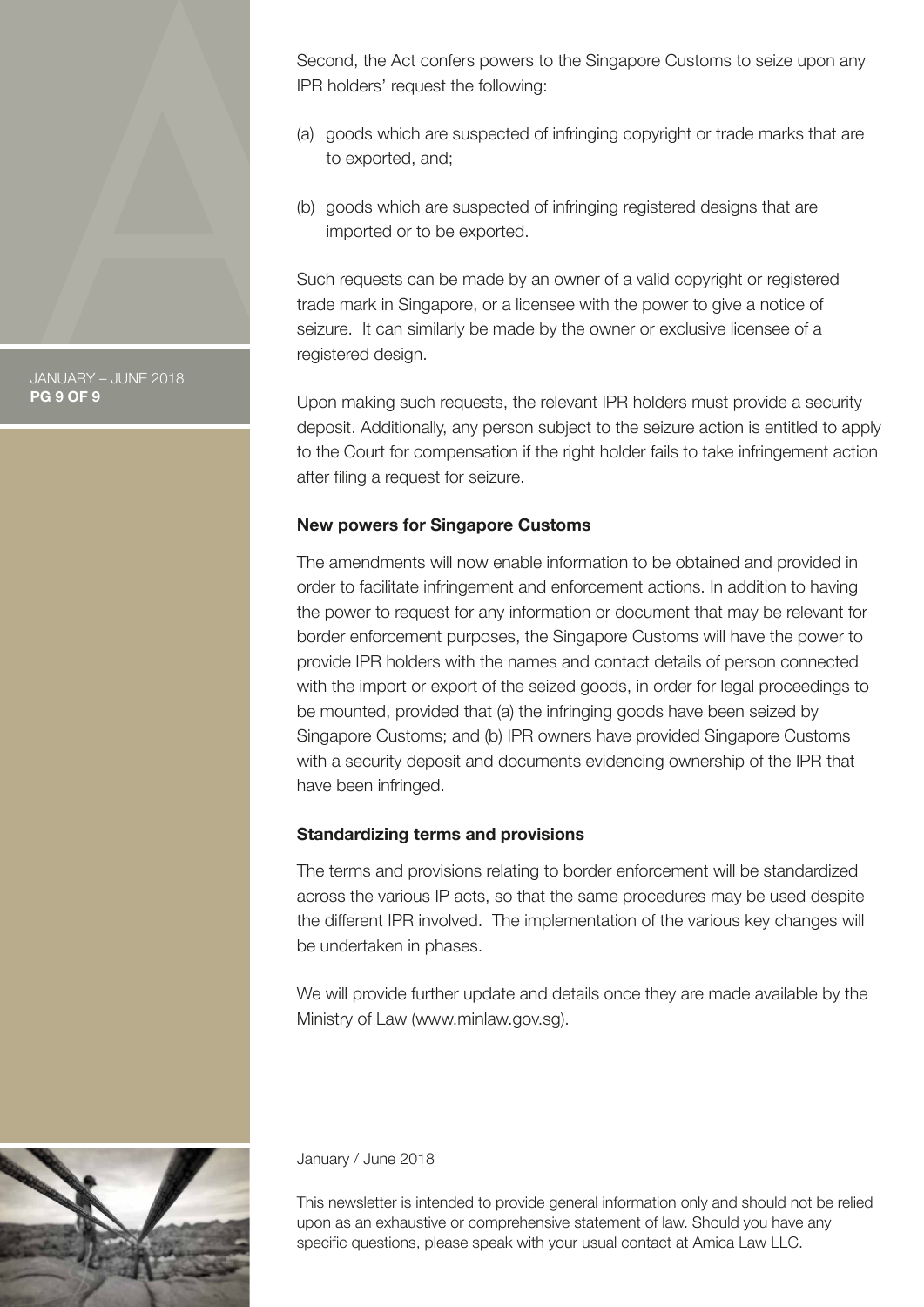Second, the Act confers powers to the Singapore Customs to seize upon any IPR holders' request the following:

(a) goods which are suspected of infringing copyright or trade marks that are to exported, and;

(b) goods which are suspected of infringing registered designs that are imported or to be exported.

Such requests can be made by an owner of a valid copyright or registered trade mark in Singapore, or a licensee with the power to give a notice of seizure. It can similarly be made by the owner or exclusive licensee of a registered design.

Upon making such requests, the relevant IPR holders must provide a security deposit. Additionally, any person subject to the seizure action is entitled to apply to the Court for compensation if the right holder fails to take infringement action after filing a request for seizure.

**New powers for Singapore Customs**

The amendments will now enable information to be obtained and provided in order to facilitate infringement and enforcement actions. In addition to having the power to request for any information or document that may be relevant for border enforcement purposes, the Singapore Customs will have the power to provide IPR holders with the names and contact details of person connected with the import or export of the seized goods, in order for legal proceedings to be mounted, provided that (a) the infringing goods have been seized by Singapore Customs; and (b) IPR owners have provided Singapore Customs with a security deposit and documents evidencing ownership of the IPR that have been infringed.

**Standardizing terms and provisions**

The terms and provisions relating to border enforcement will be standardized across the various IP acts, so that the same procedures may be used despite the different IPR involved. The implementation of the various key changes will be undertaken in phases.

We will provide further update and details once they are made available by the Ministry of Law (www.minlaw.gov.sg).

January / June 2018

This newsletter is intended to provide general information only and should not be relied upon as an exhaustive or comprehensive statement of law. Should you have any specific questions, please speak with your usual contact at Amica Law LLC.